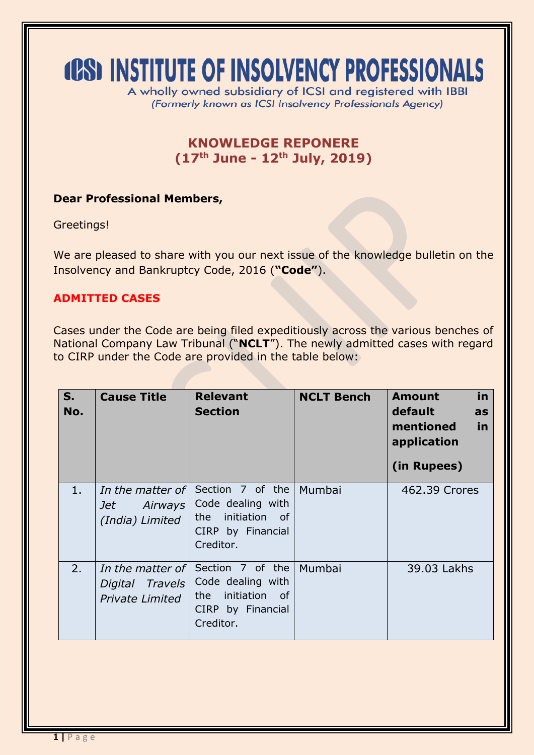# ICSI INSTITUTE OF INSOLVENCY PROFESSIONALS

A wholly owned subsidiary of ICSI and registered with IBBI
*(Formerly known as ICSI Insolvency Professionals Agency)*

## KNOWLEDGE REPONERE
## (17th June - 12th July, 2019)

**Dear Professional Members,**

Greetings!

We are pleased to share with you our next issue of the knowledge bulletin on the Insolvency and Bankruptcy Code, 2016 (**"Code"**).

### ADMITTED CASES

Cases under the Code are being filed expeditiously across the various benches of National Company Law Tribunal ("**NCLT**"). The newly admitted cases with regard to CIRP under the Code are provided in the table below:

| S. No. | Cause Title | Relevant Section | NCLT Bench | Amount in default as mentioned in application (in Rupees) |
|---|---|---|---|---|
| 1. | *In the matter of Jet Airways (India) Limited* | Section 7 of the Code dealing with the initiation of CIRP by Financial Creditor. | Mumbai | 462.39 Crores |
| 2. | *In the matter of Digital Travels Private Limited* | Section 7 of the Code dealing with the initiation of CIRP by Financial Creditor. | Mumbai | 39.03 Lakhs |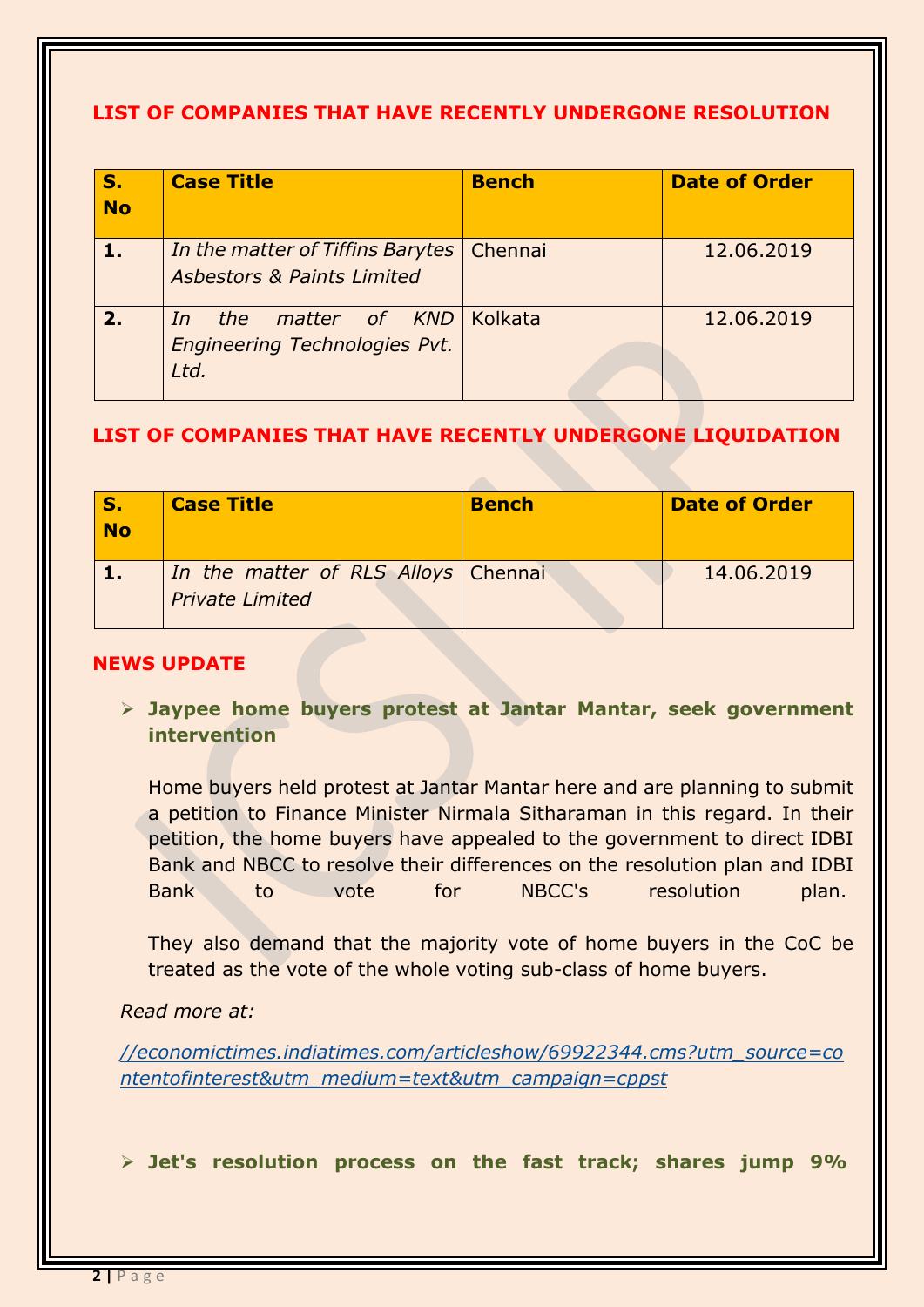## LIST OF COMPANIES THAT HAVE RECENTLY UNDERGONE RESOLUTION

| S. No | Case Title | Bench | Date of Order |
|---|---|---|---|
| 1. | *In the matter of Tiffins Barytes Asbestors & Paints Limited* | Chennai | 12.06.2019 |
| 2. | *In the matter of KND Engineering Technologies Pvt. Ltd.* | Kolkata | 12.06.2019 |

## LIST OF COMPANIES THAT HAVE RECENTLY UNDERGONE LIQUIDATION

| S. No | Case Title | Bench | Date of Order |
|---|---|---|---|
| 1. | *In the matter of RLS Alloys Private Limited* | Chennai | 14.06.2019 |

## NEWS UPDATE

- **Jaypee home buyers protest at Jantar Mantar, seek government intervention**

  Home buyers held protest at Jantar Mantar here and are planning to submit a petition to Finance Minister Nirmala Sitharaman in this regard. In their petition, the home buyers have appealed to the government to direct IDBI Bank and NBCC to resolve their differences on the resolution plan and IDBI Bank to vote for NBCC's resolution plan.

  They also demand that the majority vote of home buyers in the CoC be treated as the vote of the whole voting sub-class of home buyers.

  *Read more at:*

  [//economictimes.indiatimes.com/articleshow/69922344.cms?utm_source=contentofinterest&utm_medium=text&utm_campaign=cppst](//economictimes.indiatimes.com/articleshow/69922344.cms?utm_source=contentofinterest&utm_medium=text&utm_campaign=cppst)

- **Jet's resolution process on the fast track; shares jump 9%**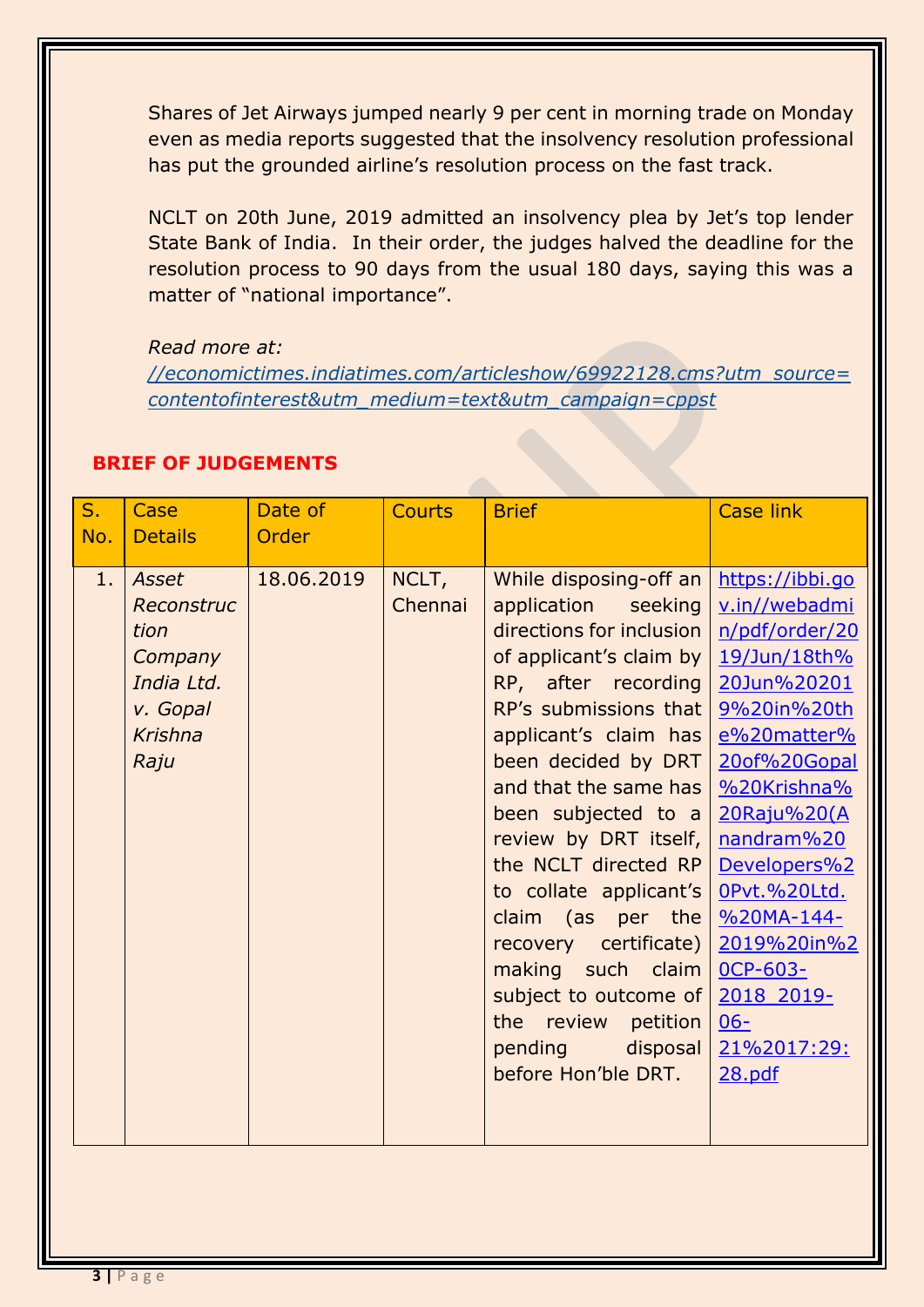Shares of Jet Airways jumped nearly 9 per cent in morning trade on Monday even as media reports suggested that the insolvency resolution professional has put the grounded airline's resolution process on the fast track.

NCLT on 20th June, 2019 admitted an insolvency plea by Jet's top lender State Bank of India. In their order, the judges halved the deadline for the resolution process to 90 days from the usual 180 days, saying this was a matter of "national importance".

*Read more at:*
*[//economictimes.indiatimes.com/articleshow/69922128.cms?utm_source=contentofinterest&utm_medium=text&utm_campaign=cppst](//economictimes.indiatimes.com/articleshow/69922128.cms?utm_source=contentofinterest&utm_medium=text&utm_campaign=cppst)*

## BRIEF OF JUDGEMENTS

| S. No. | Case Details | Date of Order | Courts | Brief | Case link |
|---|---|---|---|---|---|
| 1. | *Asset Reconstruction Company India Ltd. v. Gopal Krishna Raju* | 18.06.2019 | NCLT, Chennai | While disposing-off an application seeking directions for inclusion of applicant's claim by RP, after recording RP's submissions that applicant's claim has been decided by DRT and that the same has been subjected to a review by DRT itself, the NCLT directed RP to collate applicant's claim (as per the recovery certificate) making such claim subject to outcome of the review petition pending disposal before Hon'ble DRT. | https://ibbi.gov.in//webadmin/pdf/order/2019/Jun/18th%20Jun%202019%20in%20the%20matter%20of%20Gopal%20Krishna%20Raju%20(Anandram%20Developers%20Pvt.%20Ltd.%20MA-144-2019%20in%20CP-603-2018_2019-06-21%2017:29:28.pdf |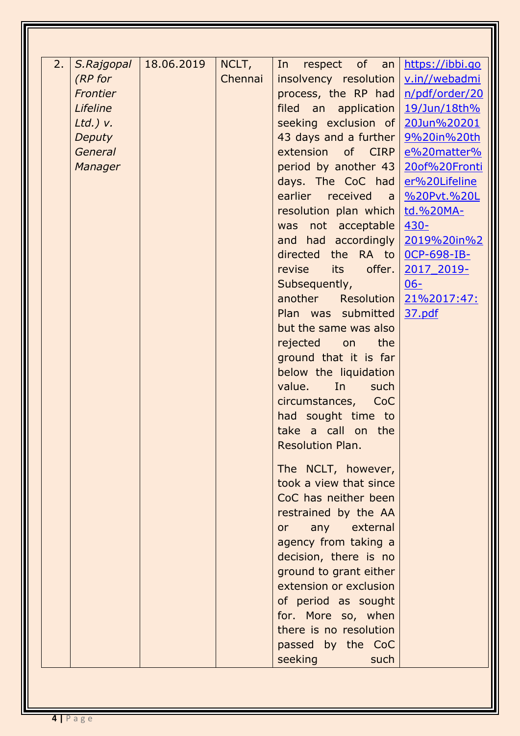| 2. | *S.Rajgopal (RP for Frontier Lifeline Ltd.) v. Deputy General Manager* | 18.06.2019 | NCLT, Chennai | In respect of an insolvency resolution process, the RP had filed an application seeking exclusion of 43 days and a further extension of CIRP period by another 43 days. The CoC had earlier received a resolution plan which was not acceptable and had accordingly directed the RA to revise its offer. Subsequently, another Resolution Plan was submitted but the same was also rejected on the ground that it is far below the liquidation value. In such circumstances, CoC had sought time to take a call on the Resolution Plan.<br><br>The NCLT, however, took a view that since CoC has neither been restrained by the AA or any external agency from taking a decision, there is no ground to grant either extension or exclusion of period as sought for. More so, when there is no resolution passed by the CoC seeking such | https://ibbi.gov.in//webadmin/pdf/order/2019/Jun/18th%20Jun%202019%20in%20the%20matter%20of%20Frontier%20Lifeline%20Pvt.%20Ltd.%20MA-430-2019%20in%20CP-698-IB-2017_2019-06-21%2017:47:37.pdf |
|---|---|---|---|---|---|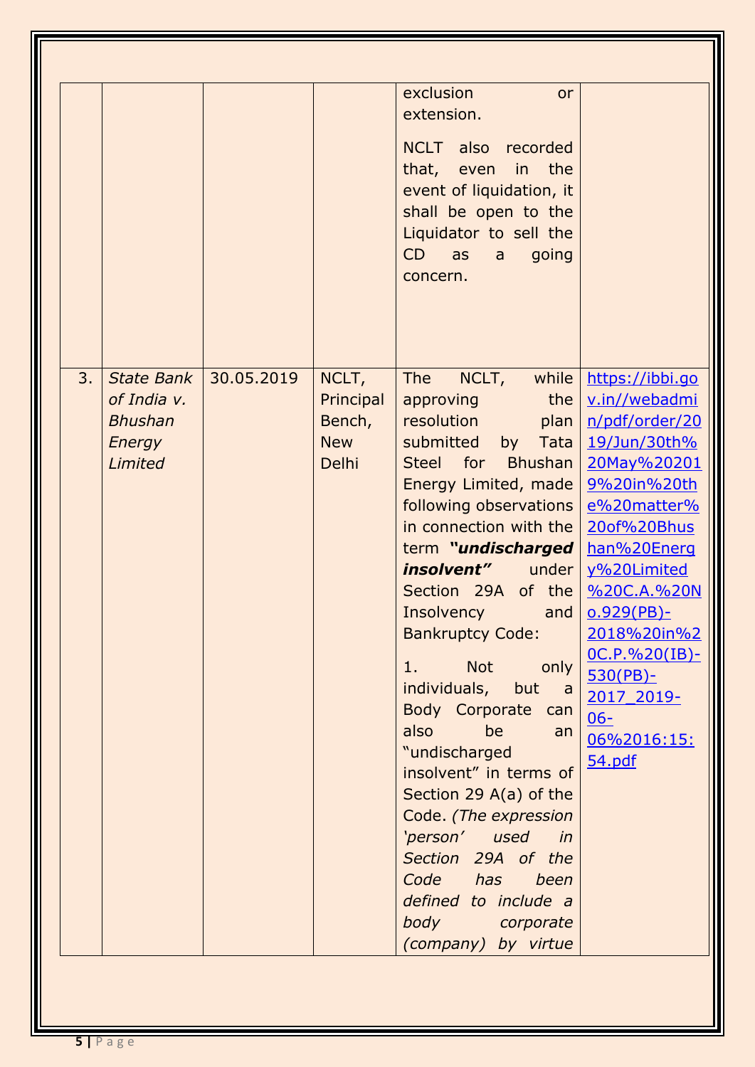|  |  |  |  |  |  |
|---|---|---|---|---|---|
|  |  |  |  | exclusion or extension.<br><br>NCLT also recorded that, even in the event of liquidation, it shall be open to the Liquidator to sell the CD as a going concern. |  |
| 3. | *State Bank of India v. Bhushan Energy Limited* | 30.05.2019 | NCLT, Principal Bench, New Delhi | The NCLT, while approving the resolution plan submitted by Tata Steel for Bhushan Energy Limited, made following observations in connection with the term ***"undischarged insolvent"*** under Section 29A of the Insolvency and Bankruptcy Code:<br><br>1. Not only individuals, but a Body Corporate can also be an "undischarged insolvent" in terms of Section 29 A(a) of the Code. *(The expression 'person' used in Section 29A of the Code has been defined to include a body corporate (company) by virtue* | https://ibbi.gov.in//webadmin/pdf/order/2019/Jun/30th%20May%202019%20in%20the%20matter%20of%20Bhushan%20Energy%20Limited%20C.A.%20No.929(PB)-2018%20in%20C.P.%20(IB)-530(PB)-2017_2019-06-06%2016:15:54.pdf |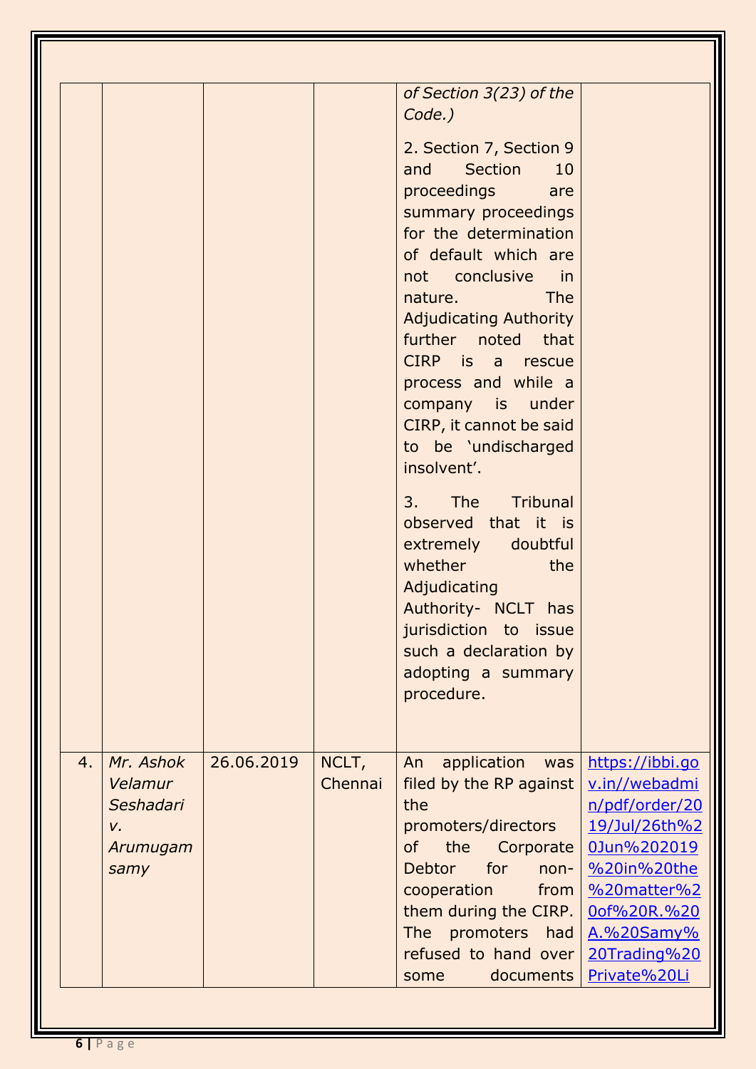| | | | | | |
|---|---|---|---|---|---|
| | | | | *of Section 3(23) of the Code.)*<br><br>2. Section 7, Section 9 and Section 10 proceedings are summary proceedings for the determination of default which are not conclusive in nature. The Adjudicating Authority further noted that CIRP is a rescue process and while a company is under CIRP, it cannot be said to be 'undischarged insolvent'.<br><br>3. The Tribunal observed that it is extremely doubtful whether the Adjudicating Authority- NCLT has jurisdiction to issue such a declaration by adopting a summary procedure. | |
| 4. | *Mr. Ashok Velamur Seshadari v. Arumugam samy* | 26.06.2019 | NCLT, Chennai | An application was filed by the RP against the promoters/directors of the Corporate Debtor for non-cooperation from them during the CIRP. The promoters had refused to hand over some documents | https://ibbi.gov.in//webadmin/pdf/order/2019/Jul/26th%20Jun%202019%20in%20the%20matter%20of%20R.%20A.%20Samy%20Trading%20Private%20Li |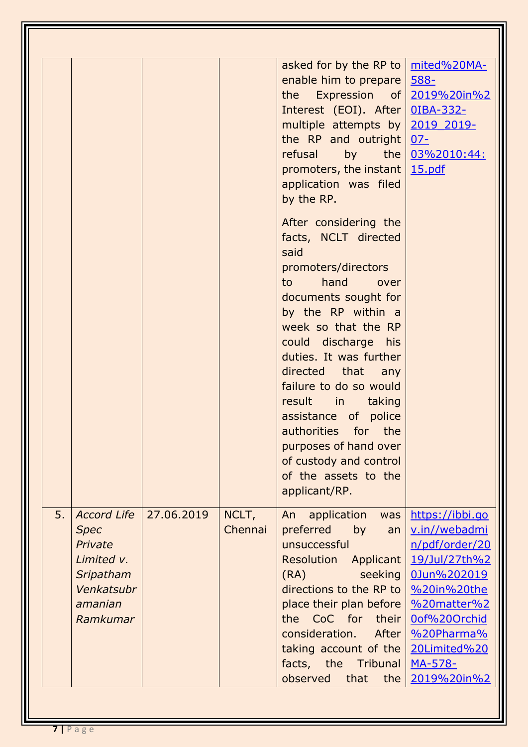| | | | | | |
|---|---|---|---|---|---|
| | | | | asked for by the RP to enable him to prepare the Expression of Interest (EOI). After multiple attempts by the RP and outright refusal by the promoters, the instant application was filed by the RP.<br><br>After considering the facts, NCLT directed said promoters/directors to hand over documents sought for by the RP within a week so that the RP could discharge his duties. It was further directed that any failure to do so would result in taking assistance of police authorities for the purposes of hand over of custody and control of the assets to the applicant/RP. | mited%20MA-588-2019%20in%20IBA-332-2019_2019-07-03%2010:44:15.pdf |
| 5. | *Accord Life Spec Private Limited v. Sripatham Venkatsubramanian Ramkumar* | 27.06.2019 | NCLT, Chennai | An application was preferred by an unsuccessful Resolution Applicant (RA) seeking directions to the RP to place their plan before the CoC for their consideration. After taking account of the facts, the Tribunal observed that the | https://ibbi.gov.in//webadmin/pdf/order/2019/Jul/27th%20Jun%202019%20in%20the%20matter%20of%20Orchid%20Pharma%20Limited%20MA-578-2019%20in%2 |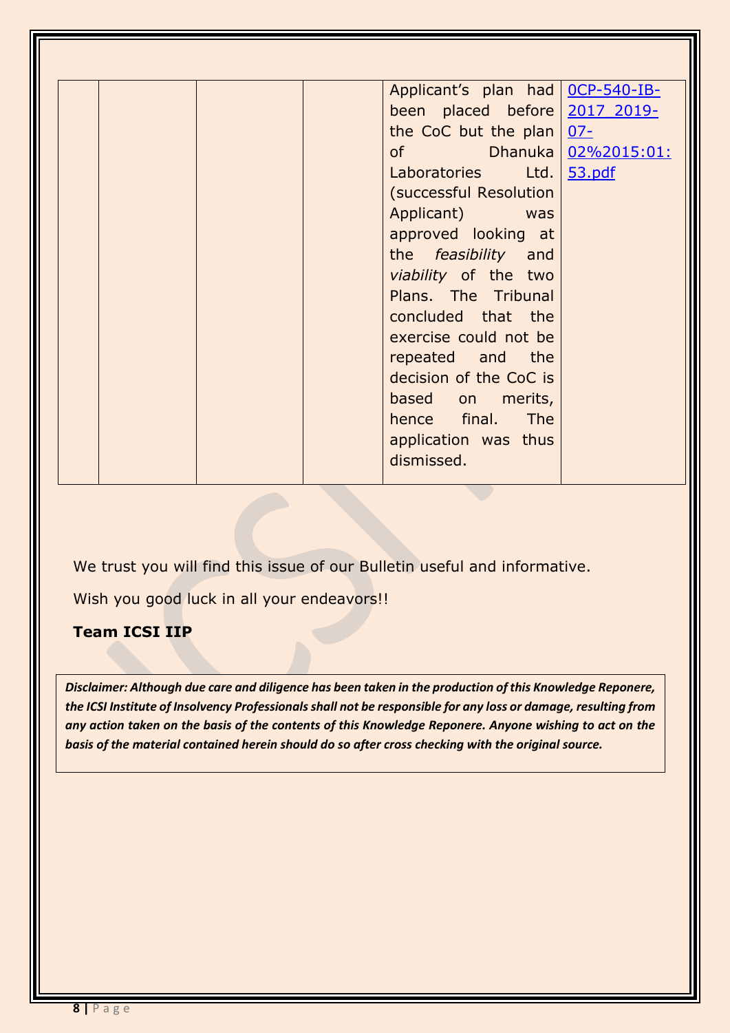| | | | | | |
|---|---|---|---|---|---|
| | | | | Applicant's plan had been placed before the CoC but the plan of Dhanuka Laboratories Ltd. (successful Resolution Applicant) was approved looking at the *feasibility* and *viability* of the two Plans. The Tribunal concluded that the exercise could not be repeated and the decision of the CoC is based on merits, hence final. The application was thus dismissed. | 0CP-540-IB-2017_2019-07-02%2015:01:53.pdf |

We trust you will find this issue of our Bulletin useful and informative.

Wish you good luck in all your endeavors!!

**Team ICSI IIP**

***Disclaimer: Although due care and diligence has been taken in the production of this Knowledge Reponere, the ICSI Institute of Insolvency Professionals shall not be responsible for any loss or damage, resulting from any action taken on the basis of the contents of this Knowledge Reponere. Anyone wishing to act on the basis of the material contained herein should do so after cross checking with the original source.***